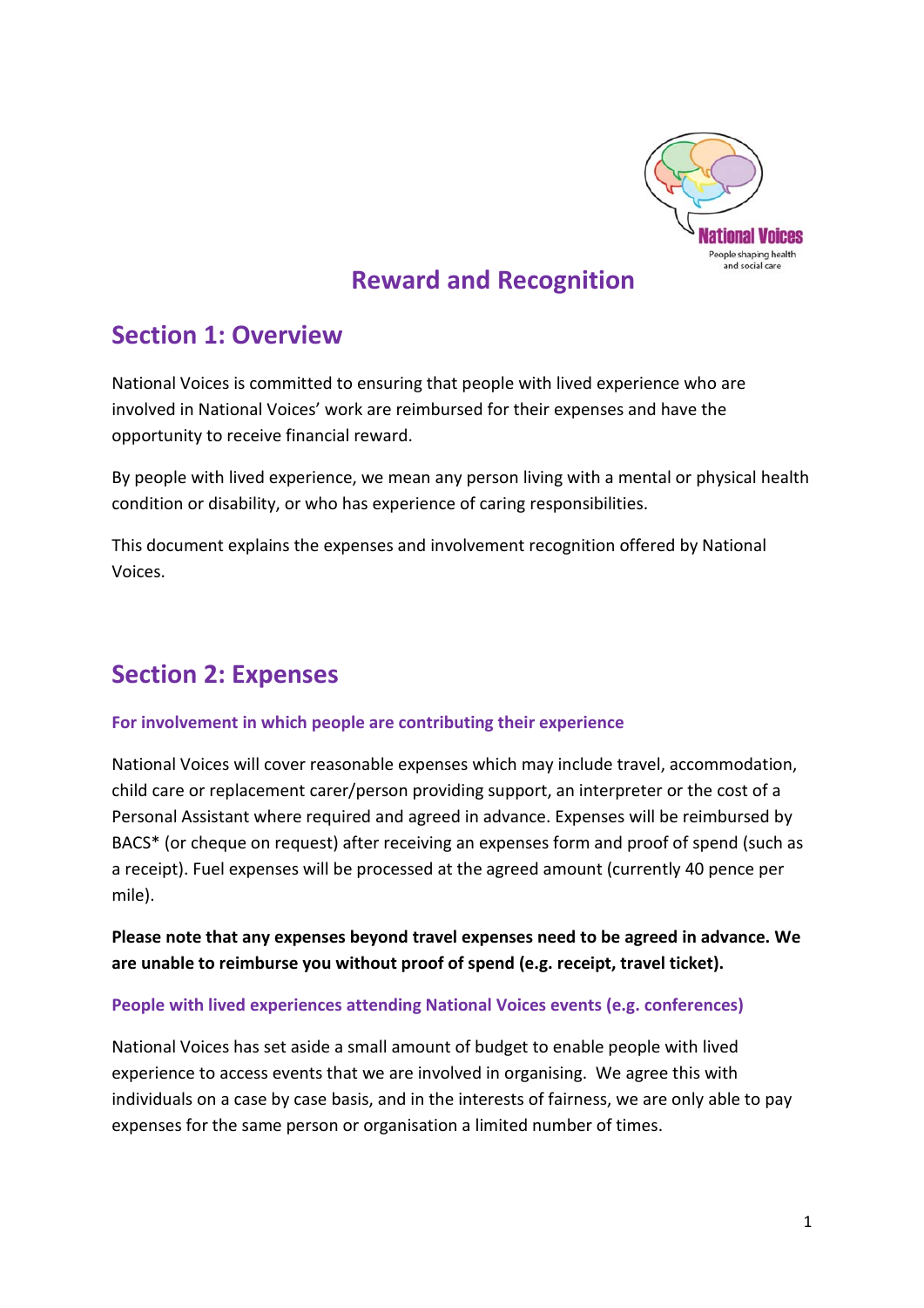# Reward and Recognition

## Section 1: Overview

National Voices is committed to ensuring that people with lived experience who are involved in National Voices' work are reimbursed for their expenses and have the opportunity to receive financial reward.

By people with lived experience, we mean any person living with a mental or physical health condition or disability, or who has experience of caring responsibilities.

This document explains the expenses and involvement recognition offered by National Voices.

## Section 2: Expenses

### For involvement in which people are contributing their experience

National Voices will cover reasonable expenses which may include travel, accommodation, child care or replacement carer/person providing support, an interpreter or the cost of a Personal Assistant where required and agreed in advance. Expenses will be reimbursed by BACS* (or cheque on request) after receiving an expenses form and proof of spend (such as a receipt). Fuel expenses will be processed at the agreed amount (currently 40 pence per mile).

**Please note that any expenses beyond travel expenses need to be agreed in advance. We are unable to reimburse you without proof of spend (e.g. receipt, travel ticket).**

### People with lived experiences attending National Voices events (e.g. conferences)

National Voices has set aside a small amount of budget to enable people with lived experience to access events that we are involved in organising. We agree this with individuals on a case by case basis, and in the interests of fairness, we are only able to pay expenses for the same person or organisation a limited number of times.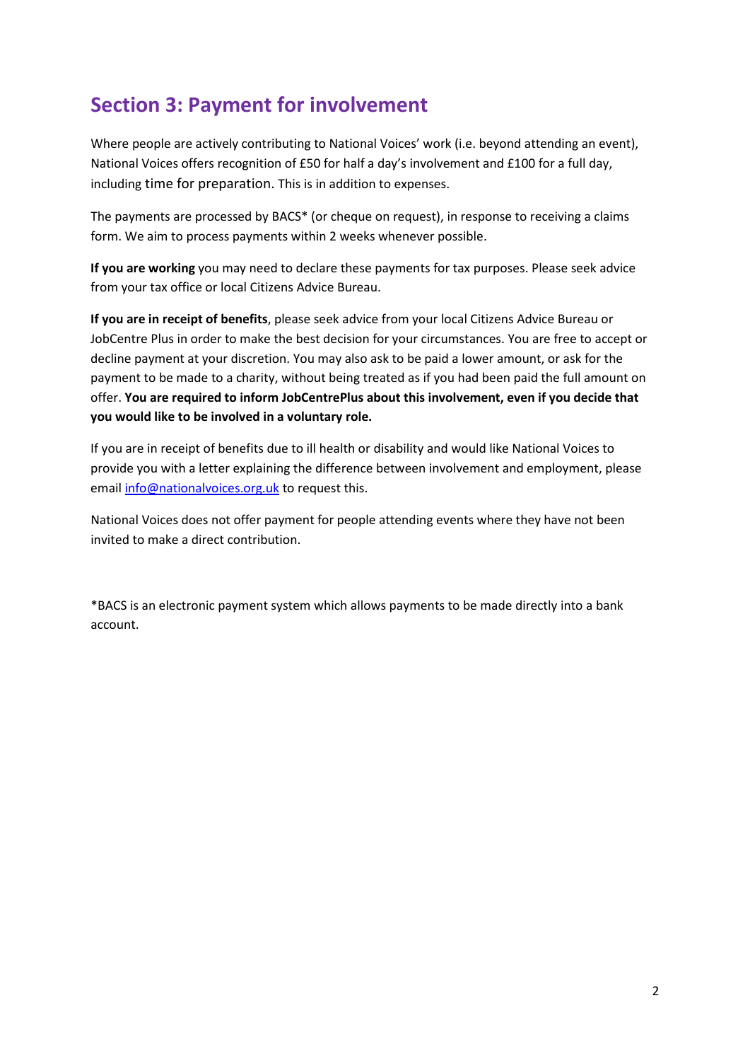## Section 3: Payment for involvement

Where people are actively contributing to National Voices' work (i.e. beyond attending an event), National Voices offers recognition of £50 for half a day's involvement and £100 for a full day, including time for preparation. This is in addition to expenses.

The payments are processed by BACS* (or cheque on request), in response to receiving a claims form. We aim to process payments within 2 weeks whenever possible.

**If you are working** you may need to declare these payments for tax purposes. Please seek advice from your tax office or local Citizens Advice Bureau.

**If you are in receipt of benefits**, please seek advice from your local Citizens Advice Bureau or JobCentre Plus in order to make the best decision for your circumstances. You are free to accept or decline payment at your discretion. You may also ask to be paid a lower amount, or ask for the payment to be made to a charity, without being treated as if you had been paid the full amount on offer. **You are required to inform JobCentrePlus about this involvement, even if you decide that you would like to be involved in a voluntary role.**

If you are in receipt of benefits due to ill health or disability and would like National Voices to provide you with a letter explaining the difference between involvement and employment, please email info@nationalvoices.org.uk to request this.

National Voices does not offer payment for people attending events where they have not been invited to make a direct contribution.

*BACS is an electronic payment system which allows payments to be made directly into a bank account.